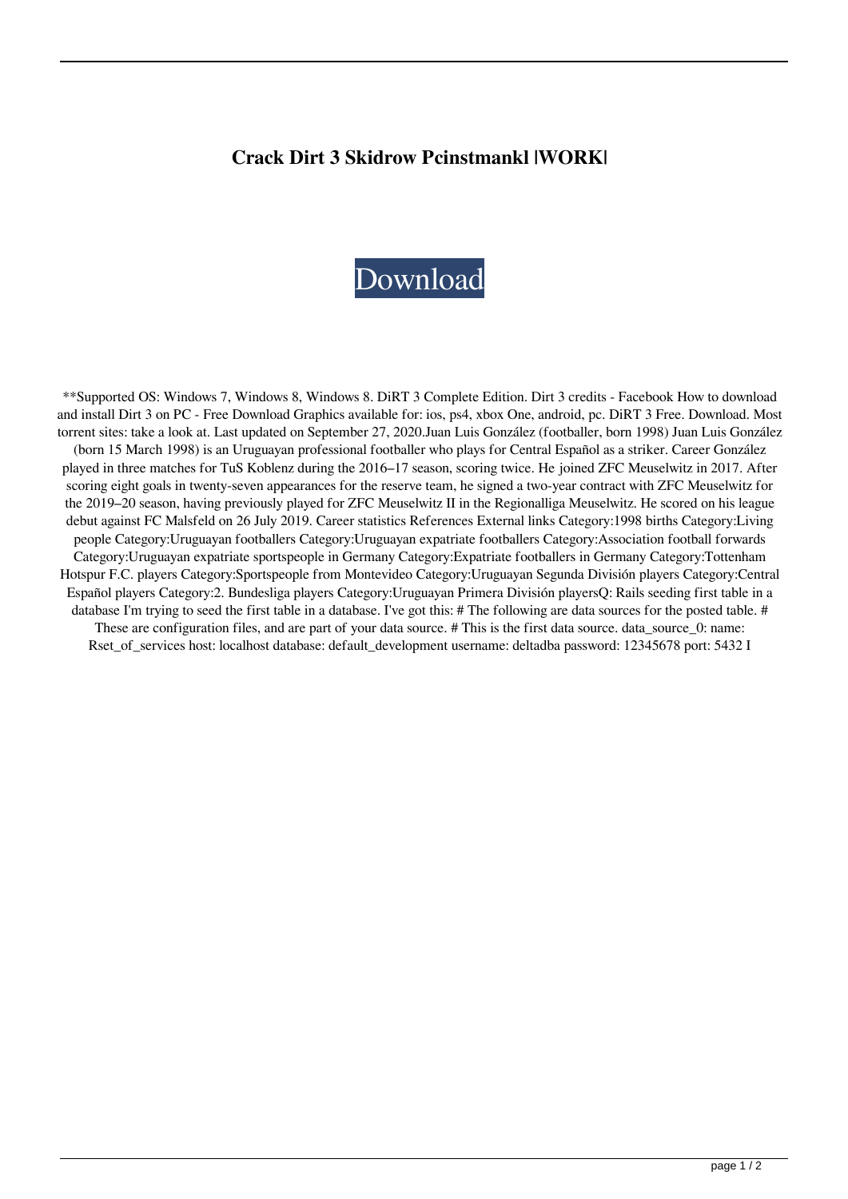**Crack Dirt 3 Skidrow Pcinstmankl |WORK|**

Download

**Supported OS: Windows 7, Windows 8, Windows 8. DiRT 3 Complete Edition. Dirt 3 credits - Facebook How to download and install Dirt 3 on PC - Free Download Graphics available for: ios, ps4, xbox One, android, pc. DiRT 3 Free. Download. Most torrent sites: take a look at. Last updated on September 27, 2020.Juan Luis González (footballer, born 1998) Juan Luis González (born 15 March 1998) is an Uruguayan professional footballer who plays for Central Español as a striker. Career González played in three matches for TuS Koblenz during the 2016–17 season, scoring twice. He joined ZFC Meuselwitz in 2017. After scoring eight goals in twenty-seven appearances for the reserve team, he signed a two-year contract with ZFC Meuselwitz for the 2019–20 season, having previously played for ZFC Meuselwitz II in the Regionalliga Meuselwitz. He scored on his league debut against FC Malsfeld on 26 July 2019. Career statistics References External links Category:1998 births Category:Living people Category:Uruguayan footballers Category:Uruguayan expatriate footballers Category:Association football forwards Category:Uruguayan expatriate sportspeople in Germany Category:Expatriate footballers in Germany Category:Tottenham Hotspur F.C. players Category:Sportspeople from Montevideo Category:Uruguayan Segunda División players Category:Central Español players Category:2. Bundesliga players Category:Uruguayan Primera División playersQ: Rails seeding first table in a database I'm trying to seed the first table in a database. I've got this: # The following are data sources for the posted table. # These are configuration files, and are part of your data source. # This is the first data source. data_source_0: name: Rset_of_services host: localhost database: default_development username: deltadba password: 12345678 port: 5432 I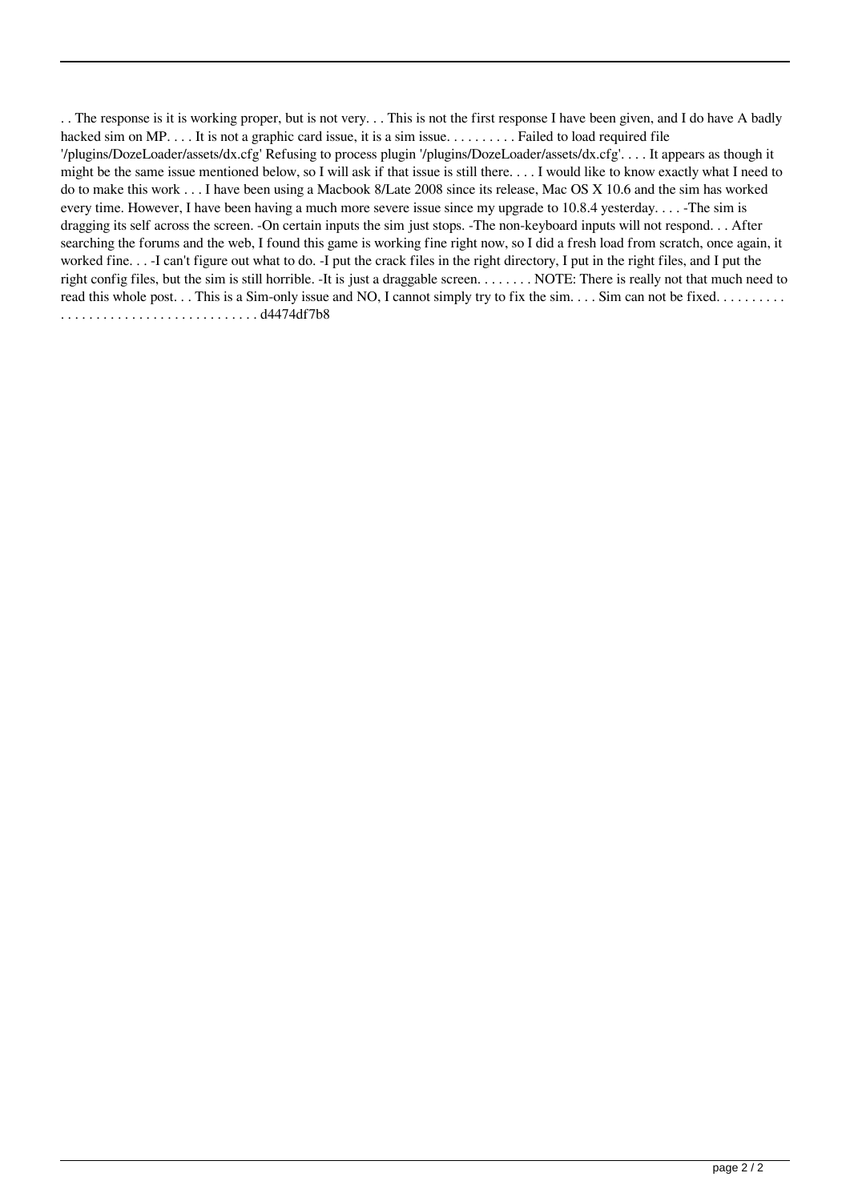. . The response is it is working proper, but is not very. . . This is not the first response I have been given, and I do have A badly hacked sim on MP. . . . It is not a graphic card issue, it is a sim issue. . . . . . . . . . Failed to load required file '/plugins/DozeLoader/assets/dx.cfg' Refusing to process plugin '/plugins/DozeLoader/assets/dx.cfg'. . . . It appears as though it might be the same issue mentioned below, so I will ask if that issue is still there. . . . I would like to know exactly what I need to do to make this work . . . I have been using a Macbook 8/Late 2008 since its release, Mac OS X 10.6 and the sim has worked every time. However, I have been having a much more severe issue since my upgrade to 10.8.4 yesterday. . . . -The sim is dragging its self across the screen. -On certain inputs the sim just stops. -The non-keyboard inputs will not respond. . . After searching the forums and the web, I found this game is working fine right now, so I did a fresh load from scratch, once again, it worked fine. . . -I can't figure out what to do. -I put the crack files in the right directory, I put in the right files, and I put the right config files, but the sim is still horrible. -It is just a draggable screen. . . . . . . . NOTE: There is really not that much need to read this whole post. . . This is a Sim-only issue and NO, I cannot simply try to fix the sim. . . . Sim can not be fixed. . . . . . . . . . . . . . . . . . . . . . . . . . . . . . . . . . . . . . d4474df7b8